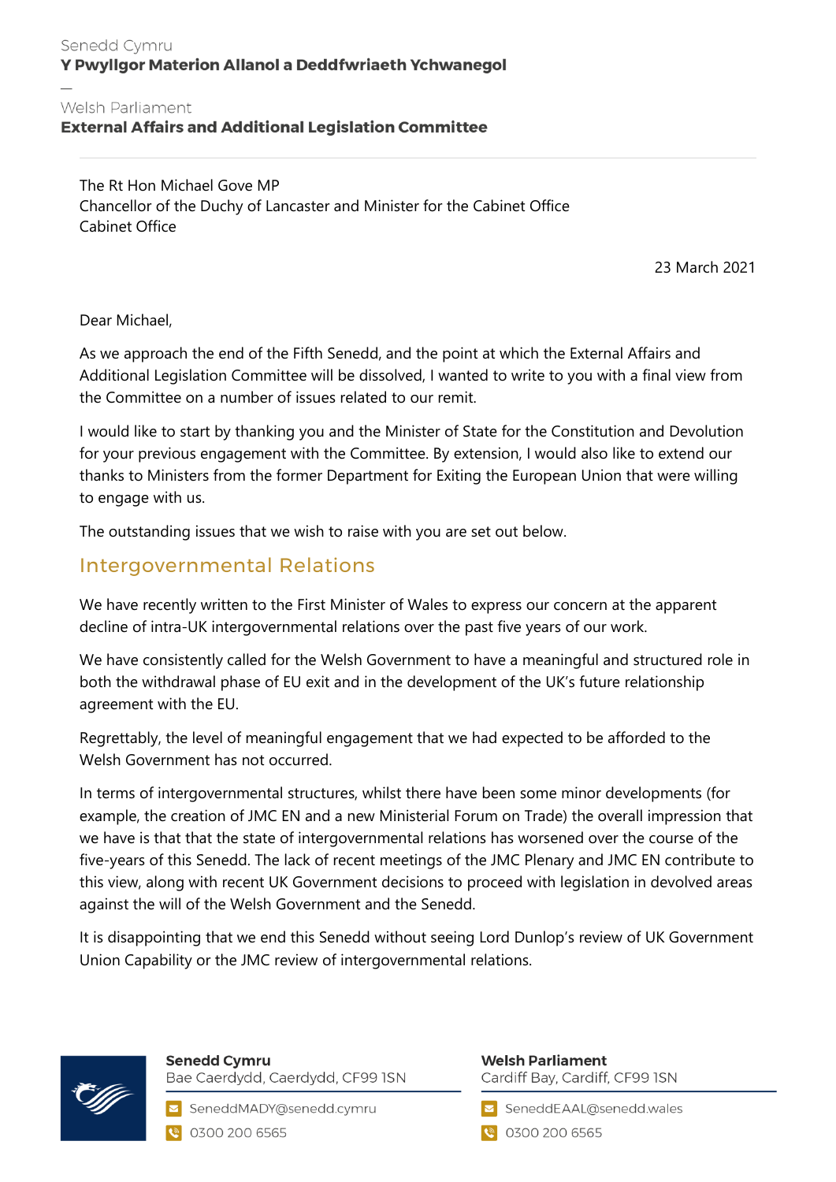Senedd Cymru
**Y Pwyllgor Materion Allanol a Deddfwriaeth Ychwanegol**

—

Welsh Parliament
**External Affairs and Additional Legislation Committee**

The Rt Hon Michael Gove MP
Chancellor of the Duchy of Lancaster and Minister for the Cabinet Office
Cabinet Office

23 March 2021

Dear Michael,

As we approach the end of the Fifth Senedd, and the point at which the External Affairs and Additional Legislation Committee will be dissolved, I wanted to write to you with a final view from the Committee on a number of issues related to our remit.

I would like to start by thanking you and the Minister of State for the Constitution and Devolution for your previous engagement with the Committee. By extension, I would also like to extend our thanks to Ministers from the former Department for Exiting the European Union that were willing to engage with us.

The outstanding issues that we wish to raise with you are set out below.

## Intergovernmental Relations

We have recently written to the First Minister of Wales to express our concern at the apparent decline of intra-UK intergovernmental relations over the past five years of our work.

We have consistently called for the Welsh Government to have a meaningful and structured role in both the withdrawal phase of EU exit and in the development of the UK's future relationship agreement with the EU.

Regrettably, the level of meaningful engagement that we had expected to be afforded to the Welsh Government has not occurred.

In terms of intergovernmental structures, whilst there have been some minor developments (for example, the creation of JMC EN and a new Ministerial Forum on Trade) the overall impression that we have is that that the state of intergovernmental relations has worsened over the course of the five-years of this Senedd. The lack of recent meetings of the JMC Plenary and JMC EN contribute to this view, along with recent UK Government decisions to proceed with legislation in devolved areas against the will of the Welsh Government and the Senedd.

It is disappointing that we end this Senedd without seeing Lord Dunlop's review of UK Government Union Capability or the JMC review of intergovernmental relations.

**Senedd Cymru**
Bae Caerdydd, Caerdydd, CF99 1SN
SeneddMADY@senedd.cymru
0300 200 6565

**Welsh Parliament**
Cardiff Bay, Cardiff, CF99 1SN
SeneddEAAL@senedd.wales
0300 200 6565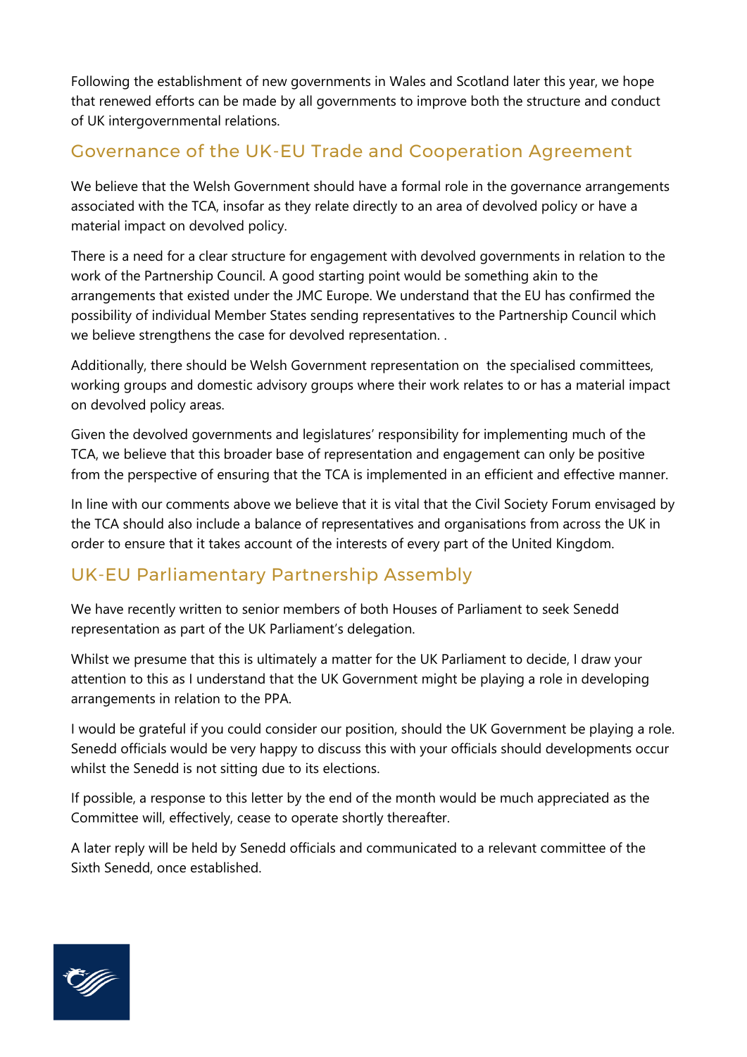Following the establishment of new governments in Wales and Scotland later this year, we hope that renewed efforts can be made by all governments to improve both the structure and conduct of UK intergovernmental relations.

## Governance of the UK-EU Trade and Cooperation Agreement

We believe that the Welsh Government should have a formal role in the governance arrangements associated with the TCA, insofar as they relate directly to an area of devolved policy or have a material impact on devolved policy.

There is a need for a clear structure for engagement with devolved governments in relation to the work of the Partnership Council. A good starting point would be something akin to the arrangements that existed under the JMC Europe. We understand that the EU has confirmed the possibility of individual Member States sending representatives to the Partnership Council which we believe strengthens the case for devolved representation. .

Additionally, there should be Welsh Government representation on  the specialised committees, working groups and domestic advisory groups where their work relates to or has a material impact on devolved policy areas.

Given the devolved governments and legislatures' responsibility for implementing much of the TCA, we believe that this broader base of representation and engagement can only be positive from the perspective of ensuring that the TCA is implemented in an efficient and effective manner.

In line with our comments above we believe that it is vital that the Civil Society Forum envisaged by the TCA should also include a balance of representatives and organisations from across the UK in order to ensure that it takes account of the interests of every part of the United Kingdom.

## UK-EU Parliamentary Partnership Assembly

We have recently written to senior members of both Houses of Parliament to seek Senedd representation as part of the UK Parliament's delegation.

Whilst we presume that this is ultimately a matter for the UK Parliament to decide, I draw your attention to this as I understand that the UK Government might be playing a role in developing arrangements in relation to the PPA.

I would be grateful if you could consider our position, should the UK Government be playing a role. Senedd officials would be very happy to discuss this with your officials should developments occur whilst the Senedd is not sitting due to its elections.

If possible, a response to this letter by the end of the month would be much appreciated as the Committee will, effectively, cease to operate shortly thereafter.

A later reply will be held by Senedd officials and communicated to a relevant committee of the Sixth Senedd, once established.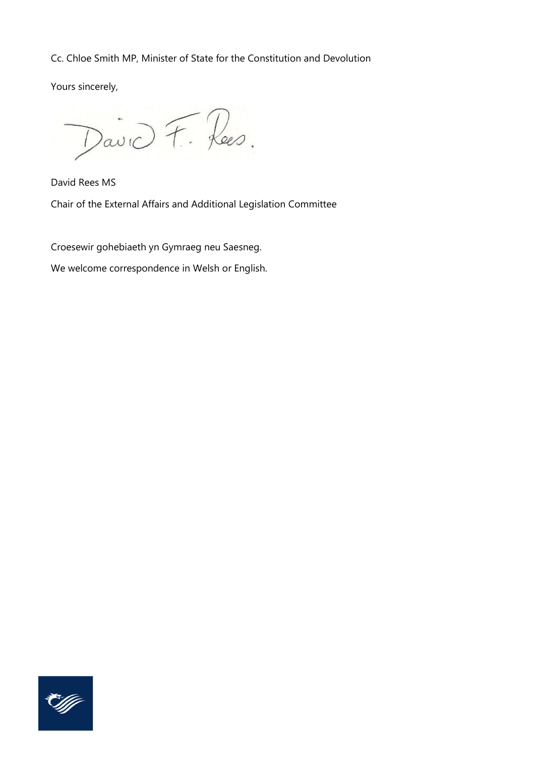Cc. Chloe Smith MP, Minister of State for the Constitution and Devolution

Yours sincerely,

David Rees MS

Chair of the External Affairs and Additional Legislation Committee

Croesewir gohebiaeth yn Gymraeg neu Saesneg.

We welcome correspondence in Welsh or English.